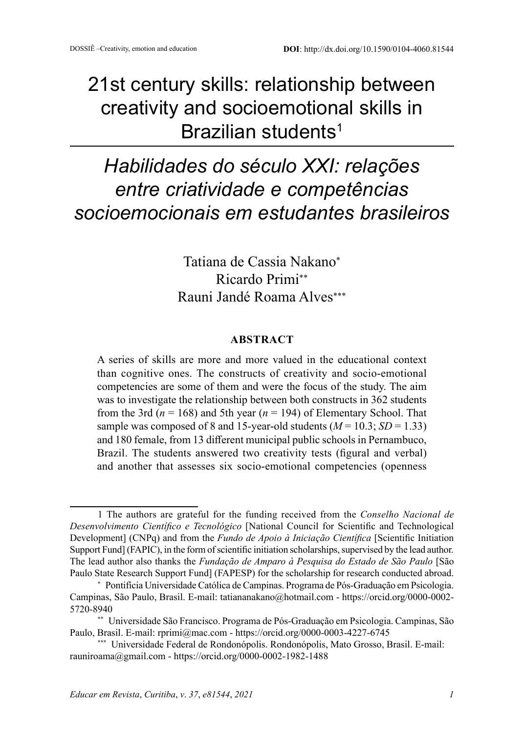DOSSIÊ –Creativity, emotion and education

**DOI**: http://dx.doi.org/10.1590/0104-4060.81544

# 21st century skills: relationship between creativity and socioemotional skills in Brazilian students[1]

# *Habilidades do século XXI: relações entre criatividade e competências socioemocionais em estudantes brasileiros*

Tatiana de Cassia Nakano[*]
Ricardo Primi[**]
Rauni Jandé Roama Alves[***]

## ABSTRACT

A series of skills are more and more valued in the educational context than cognitive ones. The constructs of creativity and socio-emotional competencies are some of them and were the focus of the study. The aim was to investigate the relationship between both constructs in 362 students from the 3rd ($n$ = 168) and 5th year ($n$ = 194) of Elementary School. That sample was composed of 8 and 15-year-old students ($M$ = 10.3; $SD$ = 1.33) and 180 female, from 13 different municipal public schools in Pernambuco, Brazil. The students answered two creativity tests (figural and verbal) and another that assesses six socio-emotional competencies (openness

---

1 The authors are grateful for the funding received from the *Conselho Nacional de Desenvolvimento Científico e Tecnológico* [National Council for Scientific and Technological Development] (CNPq) and from the *Fundo de Apoio à Iniciação Científica* [Scientific Initiation Support Fund] (FAPIC), in the form of scientific initiation scholarships, supervised by the lead author. The lead author also thanks the *Fundação de Amparo à Pesquisa do Estado de São Paulo* [São Paulo State Research Support Fund] (FAPESP) for the scholarship for research conducted abroad.

[*] Pontifícia Universidade Católica de Campinas. Programa de Pós-Graduação em Psicologia. Campinas, São Paulo, Brasil. E-mail: tatiananakano@hotmail.com - https://orcid.org/0000-0002-5720-8940

[**] Universidade São Francisco. Programa de Pós-Graduação em Psicologia. Campinas, São Paulo, Brasil. E-mail: rprimi@mac.com - https://orcid.org/0000-0003-4227-6745

[***] Universidade Federal de Rondonópolis. Rondonópolis, Mato Grosso, Brasil. E-mail: rauniroama@gmail.com - https://orcid.org/0000-0002-1982-1488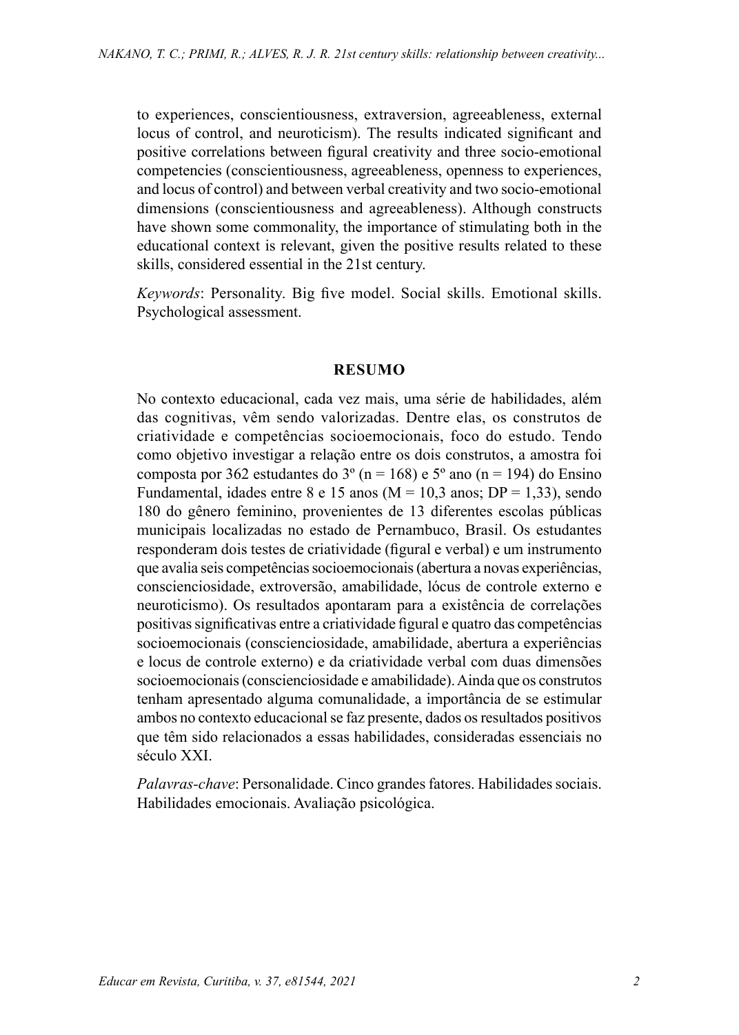to experiences, conscientiousness, extraversion, agreeableness, external locus of control, and neuroticism). The results indicated significant and positive correlations between figural creativity and three socio-emotional competencies (conscientiousness, agreeableness, openness to experiences, and locus of control) and between verbal creativity and two socio-emotional dimensions (conscientiousness and agreeableness). Although constructs have shown some commonality, the importance of stimulating both in the educational context is relevant, given the positive results related to these skills, considered essential in the 21st century.

*Keywords*: Personality. Big five model. Social skills. Emotional skills. Psychological assessment.

## RESUMO

No contexto educacional, cada vez mais, uma série de habilidades, além das cognitivas, vêm sendo valorizadas. Dentre elas, os construtos de criatividade e competências socioemocionais, foco do estudo. Tendo como objetivo investigar a relação entre os dois construtos, a amostra foi composta por 362 estudantes do 3º (n = 168) e 5º ano (n = 194) do Ensino Fundamental, idades entre 8 e 15 anos (M = 10,3 anos; DP = 1,33), sendo 180 do gênero feminino, provenientes de 13 diferentes escolas públicas municipais localizadas no estado de Pernambuco, Brasil. Os estudantes responderam dois testes de criatividade (figural e verbal) e um instrumento que avalia seis competências socioemocionais (abertura a novas experiências, conscienciosidade, extroversão, amabilidade, lócus de controle externo e neuroticismo). Os resultados apontaram para a existência de correlações positivas significativas entre a criatividade figural e quatro das competências socioemocionais (conscienciosidade, amabilidade, abertura a experiências e locus de controle externo) e da criatividade verbal com duas dimensões socioemocionais (conscienciosidade e amabilidade). Ainda que os construtos tenham apresentado alguma comunalidade, a importância de se estimular ambos no contexto educacional se faz presente, dados os resultados positivos que têm sido relacionados a essas habilidades, consideradas essenciais no século XXI.

*Palavras-chave*: Personalidade. Cinco grandes fatores. Habilidades sociais. Habilidades emocionais. Avaliação psicológica.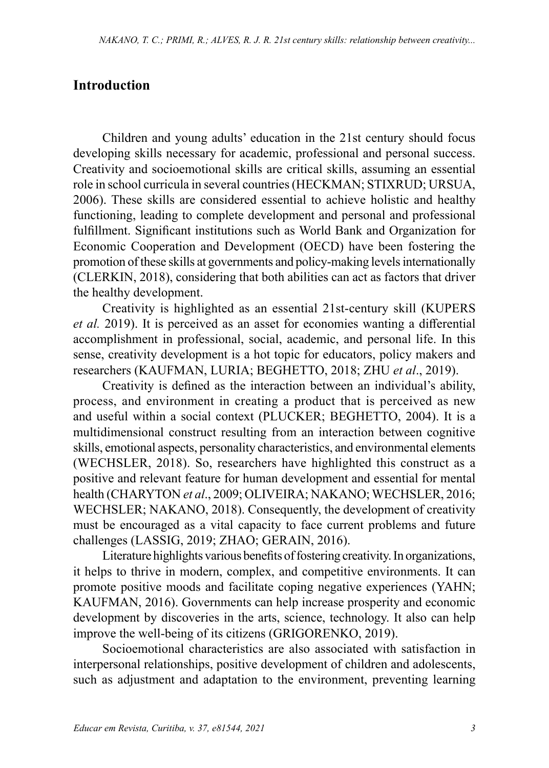## Introduction

Children and young adults' education in the 21st century should focus developing skills necessary for academic, professional and personal success. Creativity and socioemotional skills are critical skills, assuming an essential role in school curricula in several countries (HECKMAN; STIXRUD; URSUA, 2006). These skills are considered essential to achieve holistic and healthy functioning, leading to complete development and personal and professional fulfillment. Significant institutions such as World Bank and Organization for Economic Cooperation and Development (OECD) have been fostering the promotion of these skills at governments and policy-making levels internationally (CLERKIN, 2018), considering that both abilities can act as factors that driver the healthy development.

Creativity is highlighted as an essential 21st-century skill (KUPERS *et al.* 2019). It is perceived as an asset for economies wanting a differential accomplishment in professional, social, academic, and personal life. In this sense, creativity development is a hot topic for educators, policy makers and researchers (KAUFMAN, LURIA; BEGHETTO, 2018; ZHU *et al*., 2019).

Creativity is defined as the interaction between an individual's ability, process, and environment in creating a product that is perceived as new and useful within a social context (PLUCKER; BEGHETTO, 2004). It is a multidimensional construct resulting from an interaction between cognitive skills, emotional aspects, personality characteristics, and environmental elements (WECHSLER, 2018). So, researchers have highlighted this construct as a positive and relevant feature for human development and essential for mental health (CHARYTON *et al*., 2009; OLIVEIRA; NAKANO; WECHSLER, 2016; WECHSLER; NAKANO, 2018). Consequently, the development of creativity must be encouraged as a vital capacity to face current problems and future challenges (LASSIG, 2019; ZHAO; GERAIN, 2016).

Literature highlights various benefits of fostering creativity. In organizations, it helps to thrive in modern, complex, and competitive environments. It can promote positive moods and facilitate coping negative experiences (YAHN; KAUFMAN, 2016). Governments can help increase prosperity and economic development by discoveries in the arts, science, technology. It also can help improve the well-being of its citizens (GRIGORENKO, 2019).

Socioemotional characteristics are also associated with satisfaction in interpersonal relationships, positive development of children and adolescents, such as adjustment and adaptation to the environment, preventing learning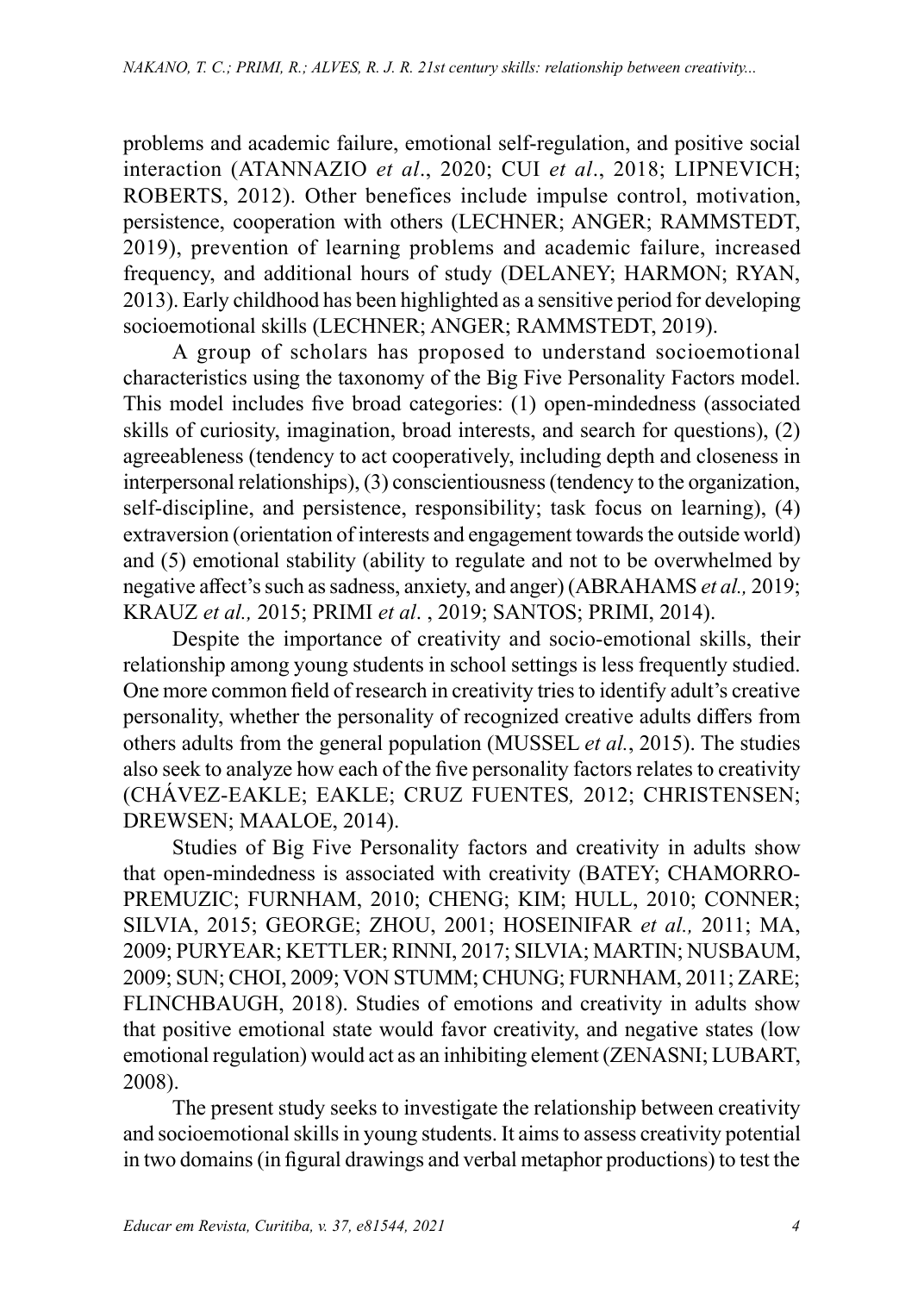problems and academic failure, emotional self-regulation, and positive social interaction (ATANNAZIO *et al*., 2020; CUI *et al*., 2018; LIPNEVICH; ROBERTS, 2012). Other benefices include impulse control, motivation, persistence, cooperation with others (LECHNER; ANGER; RAMMSTEDT, 2019), prevention of learning problems and academic failure, increased frequency, and additional hours of study (DELANEY; HARMON; RYAN, 2013). Early childhood has been highlighted as a sensitive period for developing socioemotional skills (LECHNER; ANGER; RAMMSTEDT, 2019).

A group of scholars has proposed to understand socioemotional characteristics using the taxonomy of the Big Five Personality Factors model. This model includes five broad categories: (1) open-mindedness (associated skills of curiosity, imagination, broad interests, and search for questions), (2) agreeableness (tendency to act cooperatively, including depth and closeness in interpersonal relationships), (3) conscientiousness (tendency to the organization, self-discipline, and persistence, responsibility; task focus on learning), (4) extraversion (orientation of interests and engagement towards the outside world) and (5) emotional stability (ability to regulate and not to be overwhelmed by negative affect's such as sadness, anxiety, and anger) (ABRAHAMS *et al.,* 2019; KRAUZ *et al.,* 2015; PRIMI *et al*. , 2019; SANTOS; PRIMI, 2014).

Despite the importance of creativity and socio-emotional skills, their relationship among young students in school settings is less frequently studied. One more common field of research in creativity tries to identify adult's creative personality, whether the personality of recognized creative adults differs from others adults from the general population (MUSSEL *et al.*, 2015). The studies also seek to analyze how each of the five personality factors relates to creativity (CHÁVEZ-EAKLE; EAKLE; CRUZ FUENTES*,* 2012; CHRISTENSEN; DREWSEN; MAALOE, 2014).

Studies of Big Five Personality factors and creativity in adults show that open-mindedness is associated with creativity (BATEY; CHAMORRO-PREMUZIC; FURNHAM, 2010; CHENG; KIM; HULL, 2010; CONNER; SILVIA, 2015; GEORGE; ZHOU, 2001; HOSEINIFAR *et al.,* 2011; MA, 2009; PURYEAR; KETTLER; RINNI, 2017; SILVIA; MARTIN; NUSBAUM, 2009; SUN; CHOI, 2009; VON STUMM; CHUNG; FURNHAM, 2011; ZARE; FLINCHBAUGH, 2018). Studies of emotions and creativity in adults show that positive emotional state would favor creativity, and negative states (low emotional regulation) would act as an inhibiting element (ZENASNI; LUBART, 2008).

The present study seeks to investigate the relationship between creativity and socioemotional skills in young students. It aims to assess creativity potential in two domains (in figural drawings and verbal metaphor productions) to test the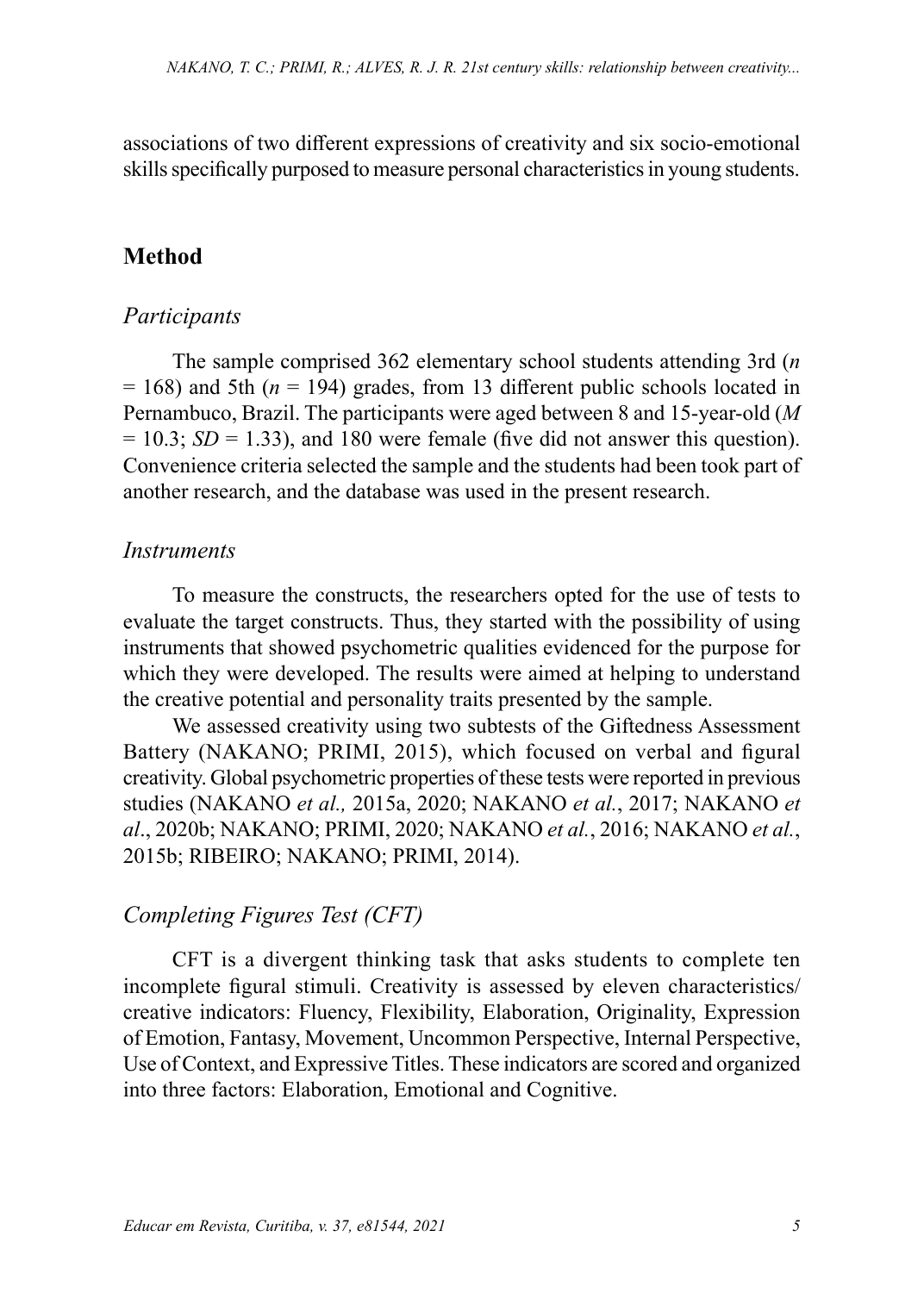associations of two different expressions of creativity and six socio-emotional skills specifically purposed to measure personal characteristics in young students.

## Method

### *Participants*

The sample comprised 362 elementary school students attending 3rd ($n = 168$) and 5th ($n = 194$) grades, from 13 different public schools located in Pernambuco, Brazil. The participants were aged between 8 and 15-year-old ($M = 10.3$; $SD = 1.33$), and 180 were female (five did not answer this question). Convenience criteria selected the sample and the students had been took part of another research, and the database was used in the present research.

### *Instruments*

To measure the constructs, the researchers opted for the use of tests to evaluate the target constructs. Thus, they started with the possibility of using instruments that showed psychometric qualities evidenced for the purpose for which they were developed. The results were aimed at helping to understand the creative potential and personality traits presented by the sample.

We assessed creativity using two subtests of the Giftedness Assessment Battery (NAKANO; PRIMI, 2015), which focused on verbal and figural creativity. Global psychometric properties of these tests were reported in previous studies (NAKANO *et al.,* 2015a, 2020; NAKANO *et al.*, 2017; NAKANO *et al*., 2020b; NAKANO; PRIMI, 2020; NAKANO *et al.*, 2016; NAKANO *et al.*, 2015b; RIBEIRO; NAKANO; PRIMI, 2014).

### *Completing Figures Test (CFT)*

CFT is a divergent thinking task that asks students to complete ten incomplete figural stimuli. Creativity is assessed by eleven characteristics/creative indicators: Fluency, Flexibility, Elaboration, Originality, Expression of Emotion, Fantasy, Movement, Uncommon Perspective, Internal Perspective, Use of Context, and Expressive Titles. These indicators are scored and organized into three factors: Elaboration, Emotional and Cognitive.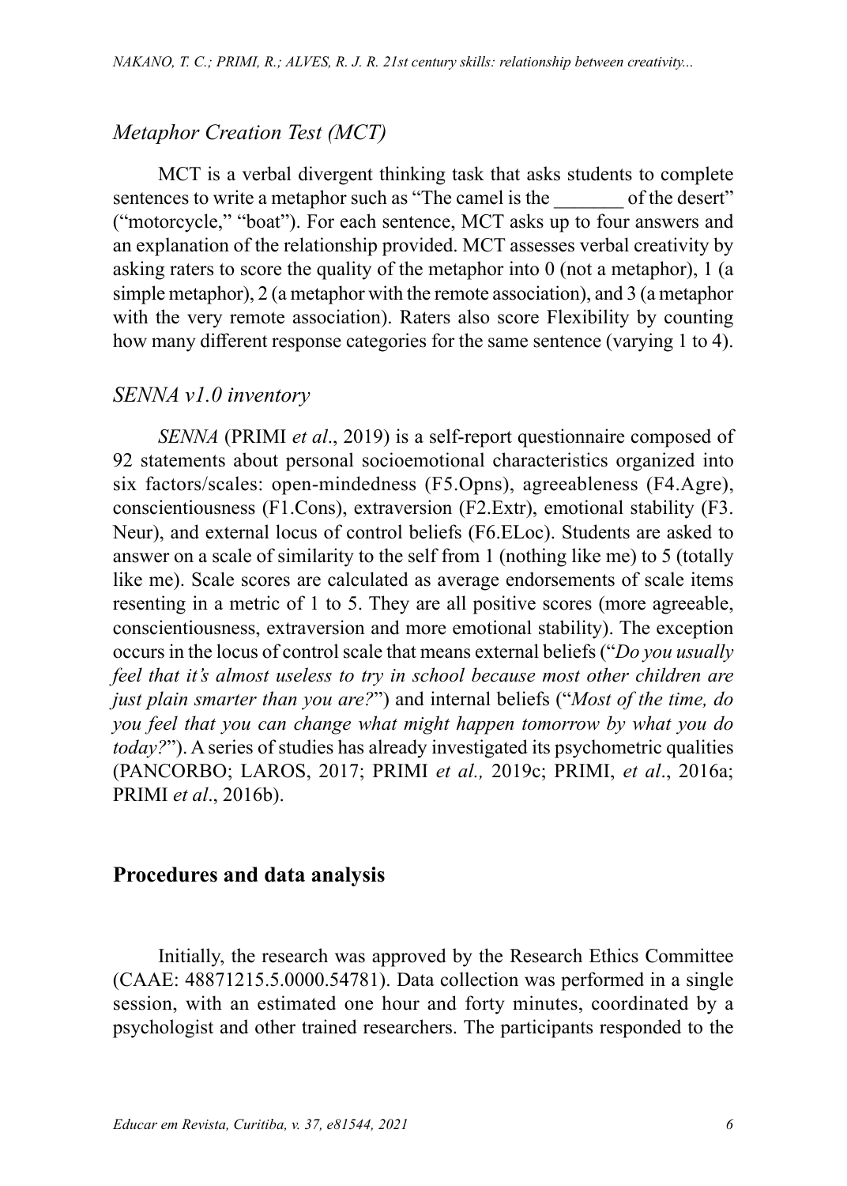### *Metaphor Creation Test (MCT)*

MCT is a verbal divergent thinking task that asks students to complete sentences to write a metaphor such as "The camel is the _______ of the desert" ("motorcycle," "boat"). For each sentence, MCT asks up to four answers and an explanation of the relationship provided. MCT assesses verbal creativity by asking raters to score the quality of the metaphor into 0 (not a metaphor), 1 (a simple metaphor), 2 (a metaphor with the remote association), and 3 (a metaphor with the very remote association). Raters also score Flexibility by counting how many different response categories for the same sentence (varying 1 to 4).

### *SENNA v1.0 inventory*

*SENNA* (PRIMI *et al*., 2019) is a self-report questionnaire composed of 92 statements about personal socioemotional characteristics organized into six factors/scales: open-mindedness (F5.Opns), agreeableness (F4.Agre), conscientiousness (F1.Cons), extraversion (F2.Extr), emotional stability (F3. Neur), and external locus of control beliefs (F6.ELoc). Students are asked to answer on a scale of similarity to the self from 1 (nothing like me) to 5 (totally like me). Scale scores are calculated as average endorsements of scale items resenting in a metric of 1 to 5. They are all positive scores (more agreeable, conscientiousness, extraversion and more emotional stability). The exception occurs in the locus of control scale that means external beliefs ("*Do you usually feel that it's almost useless to try in school because most other children are just plain smarter than you are?*") and internal beliefs ("*Most of the time, do you feel that you can change what might happen tomorrow by what you do today?*"). A series of studies has already investigated its psychometric qualities (PANCORBO; LAROS, 2017; PRIMI *et al.,* 2019c; PRIMI, *et al*., 2016a; PRIMI *et al*., 2016b).

## **Procedures and data analysis**

Initially, the research was approved by the Research Ethics Committee (CAAE: 48871215.5.0000.54781). Data collection was performed in a single session, with an estimated one hour and forty minutes, coordinated by a psychologist and other trained researchers. The participants responded to the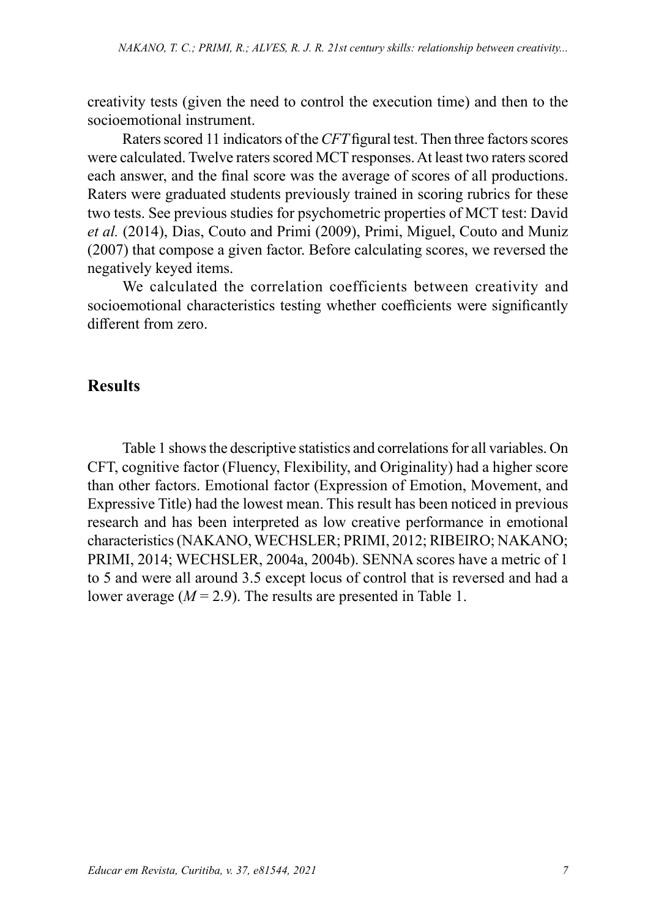creativity tests (given the need to control the execution time) and then to the socioemotional instrument.

Raters scored 11 indicators of the *CFT* figural test. Then three factors scores were calculated. Twelve raters scored MCT responses. At least two raters scored each answer, and the final score was the average of scores of all productions. Raters were graduated students previously trained in scoring rubrics for these two tests. See previous studies for psychometric properties of MCT test: David *et al.* (2014), Dias, Couto and Primi (2009), Primi, Miguel, Couto and Muniz (2007) that compose a given factor. Before calculating scores, we reversed the negatively keyed items.

We calculated the correlation coefficients between creativity and socioemotional characteristics testing whether coefficients were significantly different from zero.

## Results

Table 1 shows the descriptive statistics and correlations for all variables. On CFT, cognitive factor (Fluency, Flexibility, and Originality) had a higher score than other factors. Emotional factor (Expression of Emotion, Movement, and Expressive Title) had the lowest mean. This result has been noticed in previous research and has been interpreted as low creative performance in emotional characteristics (NAKANO, WECHSLER; PRIMI, 2012; RIBEIRO; NAKANO; PRIMI, 2014; WECHSLER, 2004a, 2004b). SENNA scores have a metric of 1 to 5 and were all around 3.5 except locus of control that is reversed and had a lower average (*M* = 2.9). The results are presented in Table 1.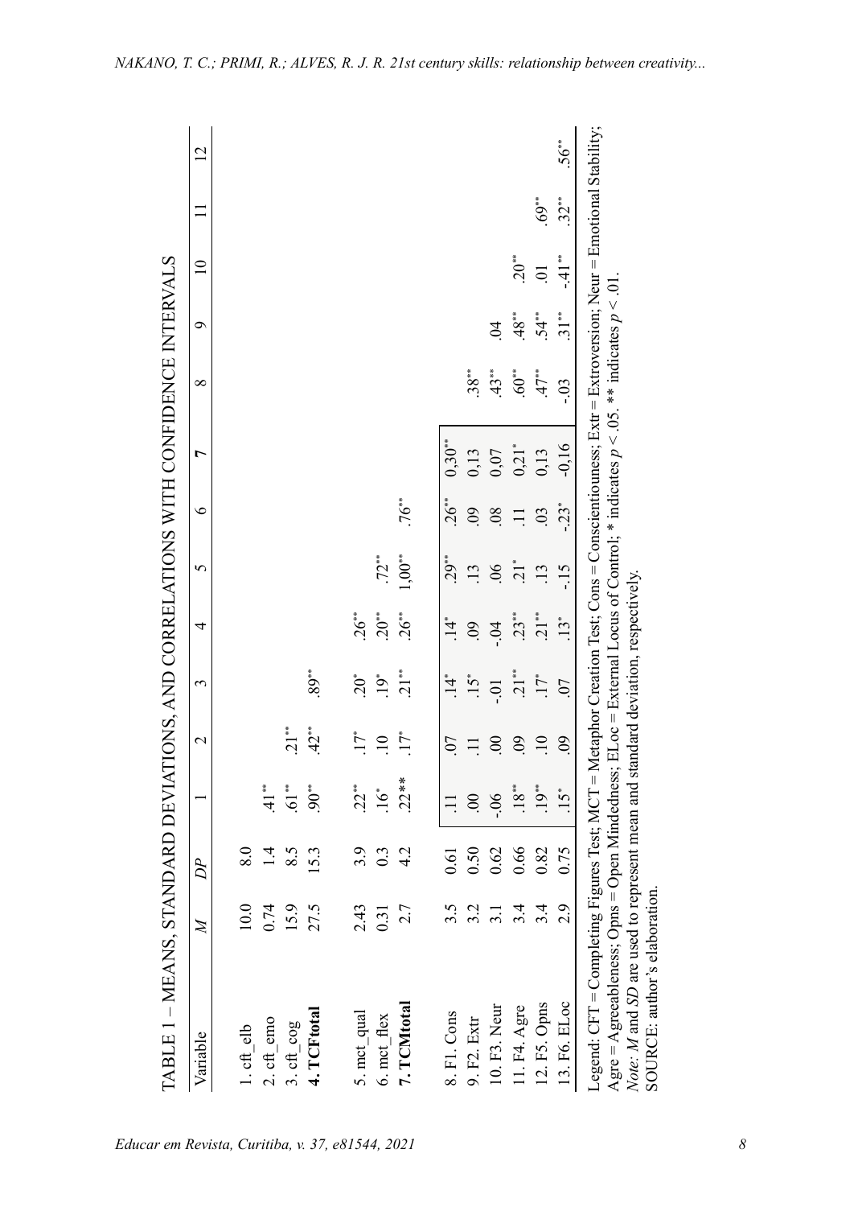TABLE 1 – MEANS, STANDARD DEVIATIONS, AND CORRELATIONS WITH CONFIDENCE INTERVALS

| Variable | *M* | *DP* | 1 | 2 | 3 | 4 | 5 | 6 | 7 | 8 | 9 | 10 | 11 | 12 |
|---|---|---|---|---|---|---|---|---|---|---|---|---|---|---|
| 1. cft_elb | 10.0 | 8.0 | | | | | | | | | | | | |
| 2. cft_emo | 0.74 | 1.4 | .41** | | | | | | | | | | | |
| 3. cft_cog | 15.9 | 8.5 | .61** | .21** | | | | | | | | | | |
| **4. TCFtotal** | 27.5 | 15.3 | .90** | .42** | .89** | | | | | | | | | |
| 5. mct_qual | 2.43 | 3.9 | .22** | .17* | .20* | .26** | | | | | | | | |
| 6. mct_flex | 0.31 | 0.3 | .16* | .10 | .19* | .20** | .72** | | | | | | | |
| **7. TCMtotal** | 2.7 | 4.2 | .22** | .17* | .21** | .26** | 1,00** | .76** | | | | | | |
| 8. F1. Cons | 3.5 | 0.61 | .11 | .07 | .14* | .14* | .29** | .26** | 0,30** | | | | | |
| 9. F2. Extr | 3.2 | 0.50 | .00 | .11 | .15* | .09 | .13 | .09 | 0,13 | .38** | | | | |
| 10. F3. Neur | 3.1 | 0.62 | -.06 | .00 | -.01 | -.04 | .06 | .08 | 0,07 | .43** | .04 | | | |
| 11. F4. Agre | 3.4 | 0.66 | .18** | .09 | .21** | .23** | .21* | .11 | 0,21* | .60** | .48** | .20** | | |
| 12. F5. Opns | 3.4 | 0.82 | .19** | .10 | .17* | .21** | .13 | .03 | 0,13 | .47** | .54** | .01 | .69** | |
| 13. F6. ELoc | 2.9 | 0.75 | .15* | .09 | .07 | .13* | -.15 | -.23* | -0,16 | -.03 | .31** | -.41** | .32** | .56** |

Legend: CFT = Completing Figures Test; MCT = Metaphor Creation Test; Cons = Conscientiouness; Extr = Extroversion; Neur = Emotional Stability; Agre = Agreeableness; Opns = Open Mindedness; ELoc = External Locus of Control; * indicates $p < .05$. ** indicates $p < .01$.

*Note*: *M* and *SD* are used to represent mean and standard deviation, respectively.

SOURCE: author's elaboration.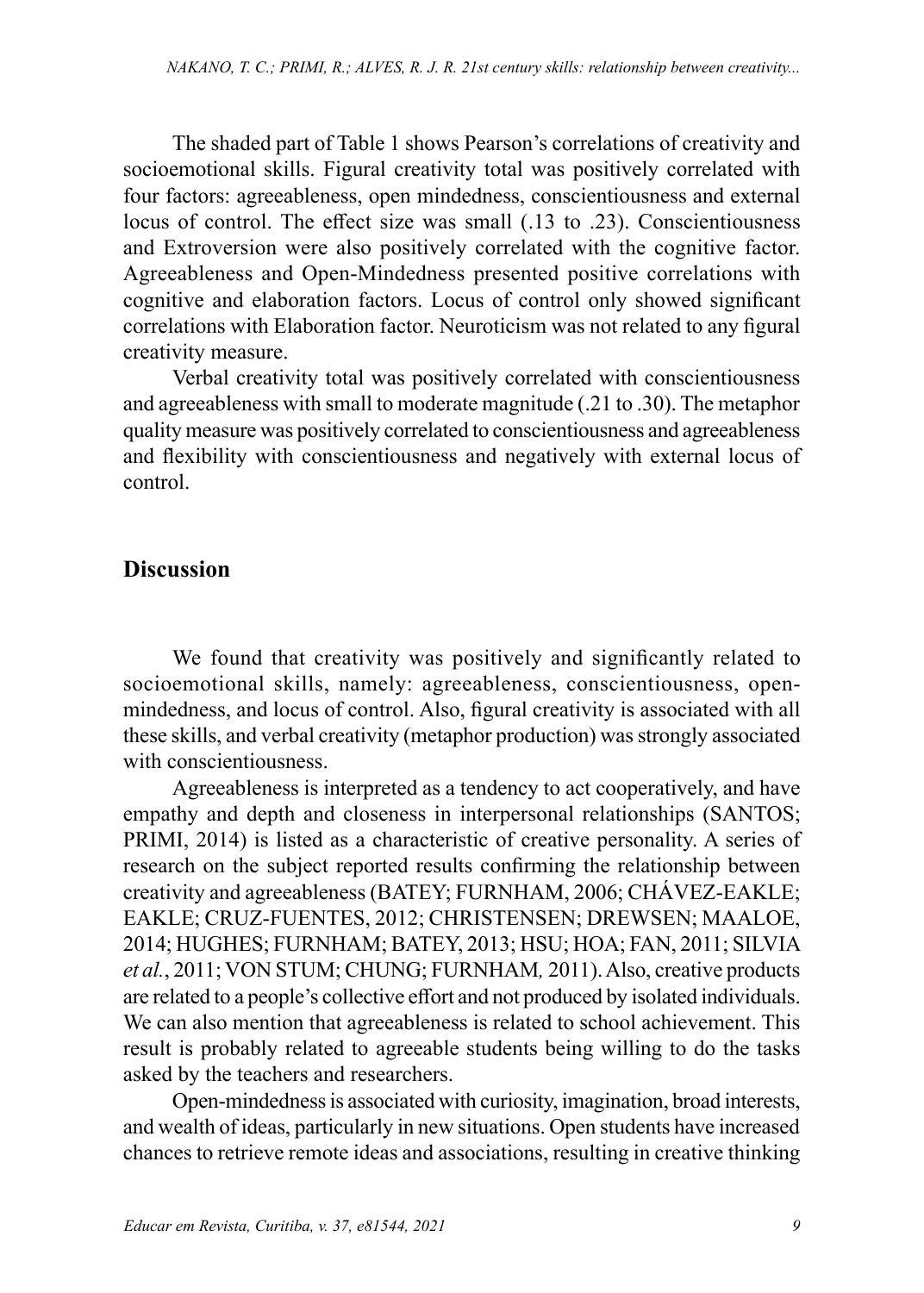The shaded part of Table 1 shows Pearson's correlations of creativity and socioemotional skills. Figural creativity total was positively correlated with four factors: agreeableness, open mindedness, conscientiousness and external locus of control. The effect size was small (.13 to .23). Conscientiousness and Extroversion were also positively correlated with the cognitive factor. Agreeableness and Open-Mindedness presented positive correlations with cognitive and elaboration factors. Locus of control only showed significant correlations with Elaboration factor. Neuroticism was not related to any figural creativity measure.

Verbal creativity total was positively correlated with conscientiousness and agreeableness with small to moderate magnitude (.21 to .30). The metaphor quality measure was positively correlated to conscientiousness and agreeableness and flexibility with conscientiousness and negatively with external locus of control.

## Discussion

We found that creativity was positively and significantly related to socioemotional skills, namely: agreeableness, conscientiousness, open-mindedness, and locus of control. Also, figural creativity is associated with all these skills, and verbal creativity (metaphor production) was strongly associated with conscientiousness.

Agreeableness is interpreted as a tendency to act cooperatively, and have empathy and depth and closeness in interpersonal relationships (SANTOS; PRIMI, 2014) is listed as a characteristic of creative personality. A series of research on the subject reported results confirming the relationship between creativity and agreeableness (BATEY; FURNHAM, 2006; CHÁVEZ-EAKLE; EAKLE; CRUZ-FUENTES, 2012; CHRISTENSEN; DREWSEN; MAALOE, 2014; HUGHES; FURNHAM; BATEY, 2013; HSU; HOA; FAN, 2011; SILVIA *et al.*, 2011; VON STUM; CHUNG; FURNHAM*,* 2011). Also, creative products are related to a people's collective effort and not produced by isolated individuals. We can also mention that agreeableness is related to school achievement. This result is probably related to agreeable students being willing to do the tasks asked by the teachers and researchers.

Open-mindedness is associated with curiosity, imagination, broad interests, and wealth of ideas, particularly in new situations. Open students have increased chances to retrieve remote ideas and associations, resulting in creative thinking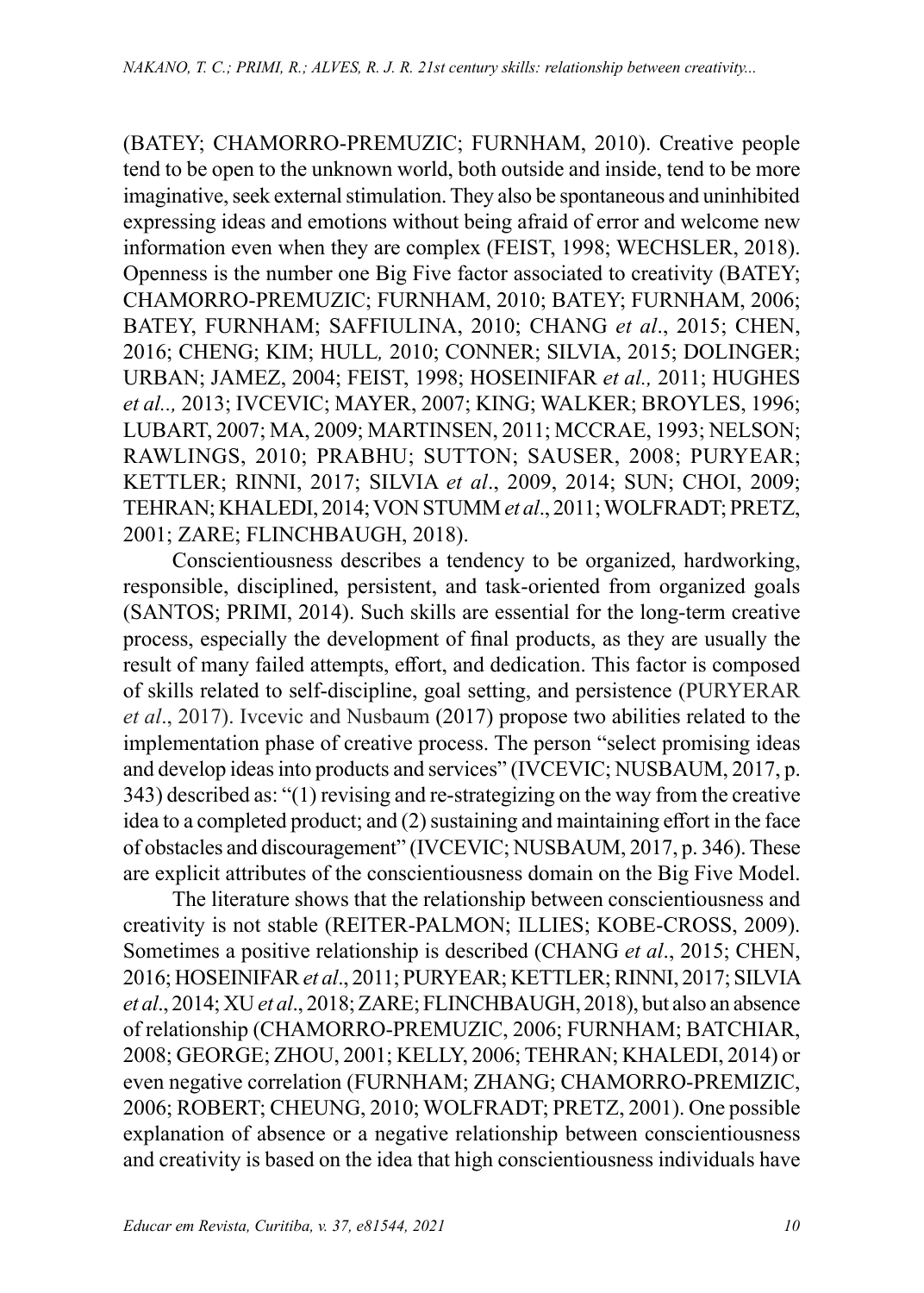(BATEY; CHAMORRO-PREMUZIC; FURNHAM, 2010). Creative people tend to be open to the unknown world, both outside and inside, tend to be more imaginative, seek external stimulation. They also be spontaneous and uninhibited expressing ideas and emotions without being afraid of error and welcome new information even when they are complex (FEIST, 1998; WECHSLER, 2018). Openness is the number one Big Five factor associated to creativity (BATEY; CHAMORRO-PREMUZIC; FURNHAM, 2010; BATEY; FURNHAM, 2006; BATEY, FURNHAM; SAFFIULINA, 2010; CHANG *et al*., 2015; CHEN, 2016; CHENG; KIM; HULL*,* 2010; CONNER; SILVIA, 2015; DOLINGER; URBAN; JAMEZ, 2004; FEIST, 1998; HOSEINIFAR *et al.,* 2011; HUGHES *et al..,* 2013; IVCEVIC; MAYER, 2007; KING; WALKER; BROYLES, 1996; LUBART, 2007; MA, 2009; MARTINSEN, 2011; MCCRAE, 1993; NELSON; RAWLINGS, 2010; PRABHU; SUTTON; SAUSER, 2008; PURYEAR; KETTLER; RINNI, 2017; SILVIA *et al*., 2009, 2014; SUN; CHOI, 2009; TEHRAN; KHALEDI, 2014; VON STUMM *et al*., 2011; WOLFRADT; PRETZ, 2001; ZARE; FLINCHBAUGH, 2018).

Conscientiousness describes a tendency to be organized, hardworking, responsible, disciplined, persistent, and task-oriented from organized goals (SANTOS; PRIMI, 2014). Such skills are essential for the long-term creative process, especially the development of final products, as they are usually the result of many failed attempts, effort, and dedication. This factor is composed of skills related to self-discipline, goal setting, and persistence (PURYERAR *et al*., 2017). Ivcevic and Nusbaum (2017) propose two abilities related to the implementation phase of creative process. The person "select promising ideas and develop ideas into products and services" (IVCEVIC; NUSBAUM, 2017, p. 343) described as: "(1) revising and re-strategizing on the way from the creative idea to a completed product; and (2) sustaining and maintaining effort in the face of obstacles and discouragement" (IVCEVIC; NUSBAUM, 2017, p. 346). These are explicit attributes of the conscientiousness domain on the Big Five Model.

The literature shows that the relationship between conscientiousness and creativity is not stable (REITER-PALMON; ILLIES; KOBE-CROSS, 2009). Sometimes a positive relationship is described (CHANG *et al*., 2015; CHEN, 2016; HOSEINIFAR *et al*., 2011; PURYEAR; KETTLER; RINNI, 2017; SILVIA *et al*., 2014; XU *et al*., 2018; ZARE; FLINCHBAUGH, 2018), but also an absence of relationship (CHAMORRO-PREMUZIC, 2006; FURNHAM; BATCHIAR, 2008; GEORGE; ZHOU, 2001; KELLY, 2006; TEHRAN; KHALEDI, 2014) or even negative correlation (FURNHAM; ZHANG; CHAMORRO-PREMIZIC, 2006; ROBERT; CHEUNG, 2010; WOLFRADT; PRETZ, 2001). One possible explanation of absence or a negative relationship between conscientiousness and creativity is based on the idea that high conscientiousness individuals have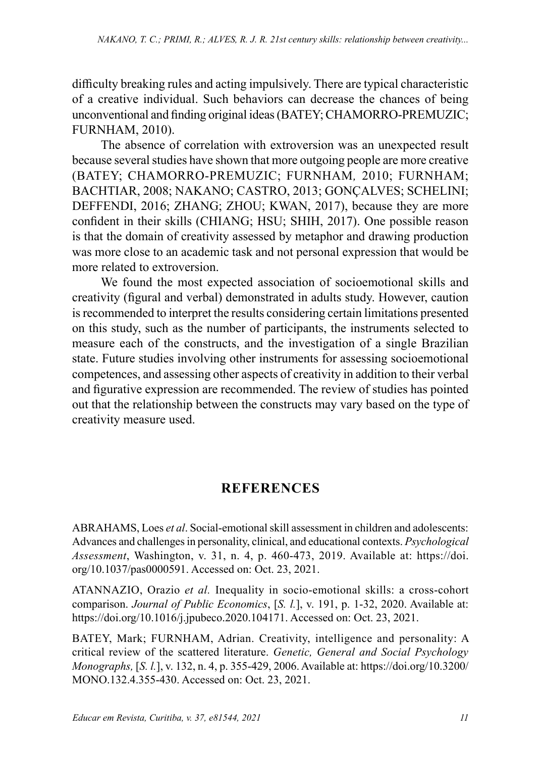difficulty breaking rules and acting impulsively. There are typical characteristic of a creative individual. Such behaviors can decrease the chances of being unconventional and finding original ideas (BATEY; CHAMORRO-PREMUZIC; FURNHAM, 2010).

The absence of correlation with extroversion was an unexpected result because several studies have shown that more outgoing people are more creative (BATEY; CHAMORRO-PREMUZIC; FURNHAM, 2010; FURNHAM; BACHTIAR, 2008; NAKANO; CASTRO, 2013; GONÇALVES; SCHELINI; DEFFENDI, 2016; ZHANG; ZHOU; KWAN, 2017), because they are more confident in their skills (CHIANG; HSU; SHIH, 2017). One possible reason is that the domain of creativity assessed by metaphor and drawing production was more close to an academic task and not personal expression that would be more related to extroversion.

We found the most expected association of socioemotional skills and creativity (figural and verbal) demonstrated in adults study. However, caution is recommended to interpret the results considering certain limitations presented on this study, such as the number of participants, the instruments selected to measure each of the constructs, and the investigation of a single Brazilian state. Future studies involving other instruments for assessing socioemotional competences, and assessing other aspects of creativity in addition to their verbal and figurative expression are recommended. The review of studies has pointed out that the relationship between the constructs may vary based on the type of creativity measure used.

## REFERENCES

ABRAHAMS, Loes *et al*. Social-emotional skill assessment in children and adolescents: Advances and challenges in personality, clinical, and educational contexts. *Psychological Assessment*, Washington, v. 31, n. 4, p. 460-473, 2019. Available at: https://doi.org/10.1037/pas0000591. Accessed on: Oct. 23, 2021.

ATANNAZIO, Orazio *et al.* Inequality in socio-emotional skills: a cross-cohort comparison. *Journal of Public Economics*, [*S. l.*], v. 191, p. 1-32, 2020. Available at: https://doi.org/10.1016/j.jpubeco.2020.104171. Accessed on: Oct. 23, 2021.

BATEY, Mark; FURNHAM, Adrian. Creativity, intelligence and personality: A critical review of the scattered literature. *Genetic, General and Social Psychology Monographs,* [*S. l.*], v. 132, n. 4, p. 355-429, 2006. Available at: https://doi.org/10.3200/MONO.132.4.355-430. Accessed on: Oct. 23, 2021.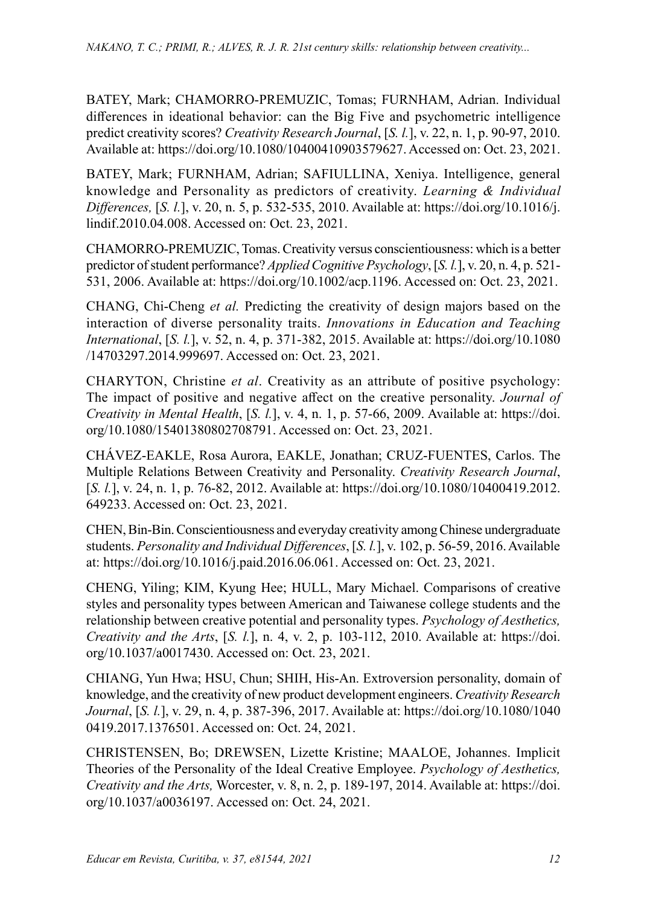BATEY, Mark; CHAMORRO-PREMUZIC, Tomas; FURNHAM, Adrian. Individual differences in ideational behavior: can the Big Five and psychometric intelligence predict creativity scores? *Creativity Research Journal*, [*S. l.*], v. 22, n. 1, p. 90-97, 2010. Available at: https://doi.org/10.1080/10400410903579627. Accessed on: Oct. 23, 2021.

BATEY, Mark; FURNHAM, Adrian; SAFIULLINA, Xeniya. Intelligence, general knowledge and Personality as predictors of creativity. *Learning & Individual Differences,* [*S. l.*], v. 20, n. 5, p. 532-535, 2010. Available at: https://doi.org/10.1016/j.lindif.2010.04.008. Accessed on: Oct. 23, 2021.

CHAMORRO-PREMUZIC, Tomas. Creativity versus conscientiousness: which is a better predictor of student performance? *Applied Cognitive Psychology*, [*S. l.*], v. 20, n. 4, p. 521-531, 2006. Available at: https://doi.org/10.1002/acp.1196. Accessed on: Oct. 23, 2021.

CHANG, Chi-Cheng *et al.* Predicting the creativity of design majors based on the interaction of diverse personality traits. *Innovations in Education and Teaching International*, [*S. l.*], v. 52, n. 4, p. 371-382, 2015. Available at: https://doi.org/10.1080/14703297.2014.999697. Accessed on: Oct. 23, 2021.

CHARYTON, Christine *et al*. Creativity as an attribute of positive psychology: The impact of positive and negative affect on the creative personality. *Journal of Creativity in Mental Health*, [*S. l.*], v. 4, n. 1, p. 57-66, 2009. Available at: https://doi.org/10.1080/15401380802708791. Accessed on: Oct. 23, 2021.

CHÁVEZ-EAKLE, Rosa Aurora, EAKLE, Jonathan; CRUZ-FUENTES, Carlos. The Multiple Relations Between Creativity and Personality. *Creativity Research Journal*, [*S. l.*], v. 24, n. 1, p. 76-82, 2012. Available at: https://doi.org/10.1080/10400419.2012.649233. Accessed on: Oct. 23, 2021.

CHEN, Bin-Bin. Conscientiousness and everyday creativity among Chinese undergraduate students. *Personality and Individual Differences*, [*S. l.*], v. 102, p. 56-59, 2016. Available at: https://doi.org/10.1016/j.paid.2016.06.061. Accessed on: Oct. 23, 2021.

CHENG, Yiling; KIM, Kyung Hee; HULL, Mary Michael. Comparisons of creative styles and personality types between American and Taiwanese college students and the relationship between creative potential and personality types. *Psychology of Aesthetics, Creativity and the Arts*, [*S. l.*], n. 4, v. 2, p. 103-112, 2010. Available at: https://doi.org/10.1037/a0017430. Accessed on: Oct. 23, 2021.

CHIANG, Yun Hwa; HSU, Chun; SHIH, His-An. Extroversion personality, domain of knowledge, and the creativity of new product development engineers. *Creativity Research Journal*, [*S. l.*], v. 29, n. 4, p. 387-396, 2017. Available at: https://doi.org/10.1080/10400419.2017.1376501. Accessed on: Oct. 24, 2021.

CHRISTENSEN, Bo; DREWSEN, Lizette Kristine; MAALOE, Johannes. Implicit Theories of the Personality of the Ideal Creative Employee. *Psychology of Aesthetics, Creativity and the Arts,* Worcester, v. 8, n. 2, p. 189-197, 2014. Available at: https://doi.org/10.1037/a0036197. Accessed on: Oct. 24, 2021.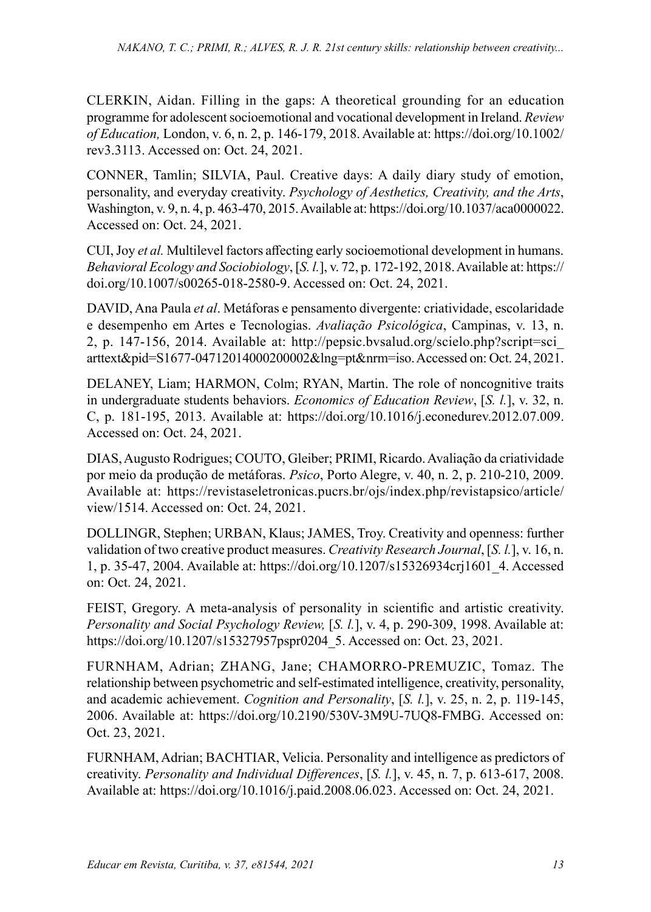CLERKIN, Aidan. Filling in the gaps: A theoretical grounding for an education programme for adolescent socioemotional and vocational development in Ireland. *Review of Education,* London, v. 6, n. 2, p. 146-179, 2018. Available at: https://doi.org/10.1002/rev3.3113. Accessed on: Oct. 24, 2021.

CONNER, Tamlin; SILVIA, Paul. Creative days: A daily diary study of emotion, personality, and everyday creativity. *Psychology of Aesthetics, Creativity, and the Arts*, Washington, v. 9, n. 4, p. 463-470, 2015. Available at: https://doi.org/10.1037/aca0000022. Accessed on: Oct. 24, 2021.

CUI, Joy *et al.* Multilevel factors affecting early socioemotional development in humans. *Behavioral Ecology and Sociobiology*, [*S. l.*], v. 72, p. 172-192, 2018. Available at: https://doi.org/10.1007/s00265-018-2580-9. Accessed on: Oct. 24, 2021.

DAVID, Ana Paula *et al*. Metáforas e pensamento divergente: criatividade, escolaridade e desempenho em Artes e Tecnologias. *Avaliação Psicológica*, Campinas, v. 13, n. 2, p. 147-156, 2014. Available at: http://pepsic.bvsalud.org/scielo.php?script=sci_arttext&pid=S1677-04712014000200002&lng=pt&nrm=iso. Accessed on: Oct. 24, 2021.

DELANEY, Liam; HARMON, Colm; RYAN, Martin. The role of noncognitive traits in undergraduate students behaviors. *Economics of Education Review*, [*S. l.*], v. 32, n. C, p. 181-195, 2013. Available at: https://doi.org/10.1016/j.econedurev.2012.07.009. Accessed on: Oct. 24, 2021.

DIAS, Augusto Rodrigues; COUTO, Gleiber; PRIMI, Ricardo. Avaliação da criatividade por meio da produção de metáforas. *Psico*, Porto Alegre, v. 40, n. 2, p. 210-210, 2009. Available at: https://revistaseletronicas.pucrs.br/ojs/index.php/revistapsico/article/view/1514. Accessed on: Oct. 24, 2021.

DOLLINGR, Stephen; URBAN, Klaus; JAMES, Troy. Creativity and openness: further validation of two creative product measures. *Creativity Research Journal*, [*S. l.*], v. 16, n. 1, p. 35-47, 2004. Available at: https://doi.org/10.1207/s15326934crj1601_4. Accessed on: Oct. 24, 2021.

FEIST, Gregory. A meta-analysis of personality in scientific and artistic creativity. *Personality and Social Psychology Review,* [*S. l.*], v. 4, p. 290-309, 1998. Available at: https://doi.org/10.1207/s15327957pspr0204_5. Accessed on: Oct. 23, 2021.

FURNHAM, Adrian; ZHANG, Jane; CHAMORRO-PREMUZIC, Tomaz. The relationship between psychometric and self-estimated intelligence, creativity, personality, and academic achievement. *Cognition and Personality*, [*S. l.*], v. 25, n. 2, p. 119-145, 2006. Available at: https://doi.org/10.2190/530V-3M9U-7UQ8-FMBG. Accessed on: Oct. 23, 2021.

FURNHAM, Adrian; BACHTIAR, Velicia. Personality and intelligence as predictors of creativity. *Personality and Individual Differences*, [*S. l.*], v. 45, n. 7, p. 613-617, 2008. Available at: https://doi.org/10.1016/j.paid.2008.06.023. Accessed on: Oct. 24, 2021.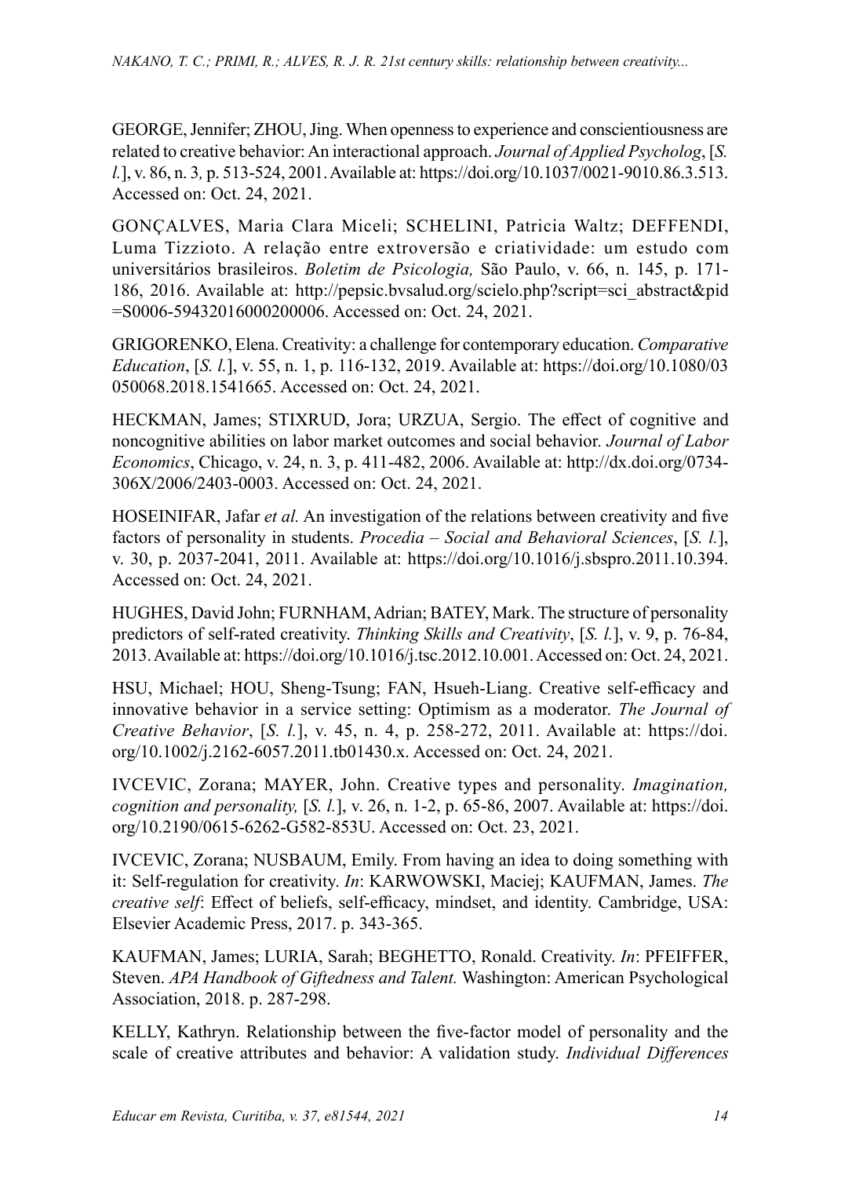GEORGE, Jennifer; ZHOU, Jing. When openness to experience and conscientiousness are related to creative behavior: An interactional approach. *Journal of Applied Psycholog*, [*S. l.*], v. 86, n. 3, p. 513-524, 2001. Available at: https://doi.org/10.1037/0021-9010.86.3.513. Accessed on: Oct. 24, 2021.

GONÇALVES, Maria Clara Miceli; SCHELINI, Patricia Waltz; DEFFENDI, Luma Tizzioto. A relação entre extroversão e criatividade: um estudo com universitários brasileiros. *Boletim de Psicologia,* São Paulo, v. 66, n. 145, p. 171-186, 2016. Available at: http://pepsic.bvsalud.org/scielo.php?script=sci_abstract&pid=S0006-59432016000200006. Accessed on: Oct. 24, 2021.

GRIGORENKO, Elena. Creativity: a challenge for contemporary education. *Comparative Education*, [*S. l.*], v. 55, n. 1, p. 116-132, 2019. Available at: https://doi.org/10.1080/03050068.2018.1541665. Accessed on: Oct. 24, 2021.

HECKMAN, James; STIXRUD, Jora; URZUA, Sergio. The effect of cognitive and noncognitive abilities on labor market outcomes and social behavior. *Journal of Labor Economics*, Chicago, v. 24, n. 3, p. 411-482, 2006. Available at: http://dx.doi.org/0734-306X/2006/2403-0003. Accessed on: Oct. 24, 2021.

HOSEINIFAR, Jafar *et al.* An investigation of the relations between creativity and five factors of personality in students. *Procedia – Social and Behavioral Sciences*, [*S. l.*], v. 30, p. 2037-2041, 2011. Available at: https://doi.org/10.1016/j.sbspro.2011.10.394. Accessed on: Oct. 24, 2021.

HUGHES, David John; FURNHAM, Adrian; BATEY, Mark. The structure of personality predictors of self-rated creativity. *Thinking Skills and Creativity*, [*S. l.*], v. 9, p. 76-84, 2013. Available at: https://doi.org/10.1016/j.tsc.2012.10.001. Accessed on: Oct. 24, 2021.

HSU, Michael; HOU, Sheng-Tsung; FAN, Hsueh-Liang. Creative self-efficacy and innovative behavior in a service setting: Optimism as a moderator. *The Journal of Creative Behavior*, [*S. l.*], v. 45, n. 4, p. 258-272, 2011. Available at: https://doi.org/10.1002/j.2162-6057.2011.tb01430.x. Accessed on: Oct. 24, 2021.

IVCEVIC, Zorana; MAYER, John. Creative types and personality. *Imagination, cognition and personality,* [*S. l.*], v. 26, n. 1-2, p. 65-86, 2007. Available at: https://doi.org/10.2190/0615-6262-G582-853U. Accessed on: Oct. 23, 2021.

IVCEVIC, Zorana; NUSBAUM, Emily. From having an idea to doing something with it: Self-regulation for creativity. *In*: KARWOWSKI, Maciej; KAUFMAN, James. *The creative self*: Effect of beliefs, self-efficacy, mindset, and identity. Cambridge, USA: Elsevier Academic Press, 2017. p. 343-365.

KAUFMAN, James; LURIA, Sarah; BEGHETTO, Ronald. Creativity. *In*: PFEIFFER, Steven. *APA Handbook of Giftedness and Talent.* Washington: American Psychological Association, 2018. p. 287-298.

KELLY, Kathryn. Relationship between the five-factor model of personality and the scale of creative attributes and behavior: A validation study. *Individual Differences*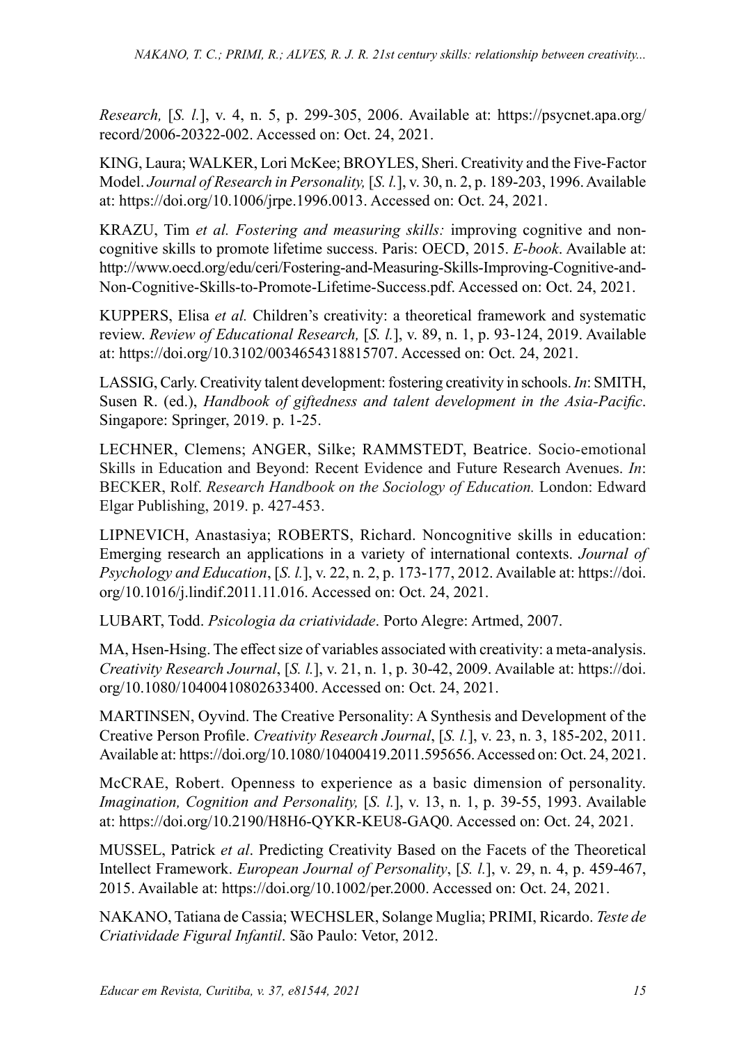*Research,* [*S. l.*], v. 4, n. 5, p. 299-305, 2006. Available at: https://psycnet.apa.org/record/2006-20322-002. Accessed on: Oct. 24, 2021.

KING, Laura; WALKER, Lori McKee; BROYLES, Sheri. Creativity and the Five-Factor Model. *Journal of Research in Personality,* [*S. l.*], v. 30, n. 2, p. 189-203, 1996. Available at: https://doi.org/10.1006/jrpe.1996.0013. Accessed on: Oct. 24, 2021.

KRAZU, Tim *et al. Fostering and measuring skills:* improving cognitive and non-cognitive skills to promote lifetime success. Paris: OECD, 2015. *E-book*. Available at: http://www.oecd.org/edu/ceri/Fostering-and-Measuring-Skills-Improving-Cognitive-and-Non-Cognitive-Skills-to-Promote-Lifetime-Success.pdf. Accessed on: Oct. 24, 2021.

KUPPERS, Elisa *et al.* Children's creativity: a theoretical framework and systematic review. *Review of Educational Research,* [*S. l.*], v. 89, n. 1, p. 93-124, 2019. Available at: https://doi.org/10.3102/0034654318815707. Accessed on: Oct. 24, 2021.

LASSIG, Carly. Creativity talent development: fostering creativity in schools. *In*: SMITH, Susen R. (ed.), *Handbook of giftedness and talent development in the Asia-Pacific*. Singapore: Springer, 2019. p. 1-25.

LECHNER, Clemens; ANGER, Silke; RAMMSTEDT, Beatrice. Socio-emotional Skills in Education and Beyond: Recent Evidence and Future Research Avenues. *In*: BECKER, Rolf. *Research Handbook on the Sociology of Education.* London: Edward Elgar Publishing, 2019. p. 427-453.

LIPNEVICH, Anastasiya; ROBERTS, Richard. Noncognitive skills in education: Emerging research an applications in a variety of international contexts. *Journal of Psychology and Education*, [*S. l.*], v. 22, n. 2, p. 173-177, 2012. Available at: https://doi.org/10.1016/j.lindif.2011.11.016. Accessed on: Oct. 24, 2021.

LUBART, Todd. *Psicologia da criatividade*. Porto Alegre: Artmed, 2007.

MA, Hsen-Hsing. The effect size of variables associated with creativity: a meta-analysis. *Creativity Research Journal*, [*S. l.*], v. 21, n. 1, p. 30-42, 2009. Available at: https://doi.org/10.1080/10400410802633400. Accessed on: Oct. 24, 2021.

MARTINSEN, Oyvind. The Creative Personality: A Synthesis and Development of the Creative Person Profile. *Creativity Research Journal*, [*S. l.*], v. 23, n. 3, 185-202, 2011. Available at: https://doi.org/10.1080/10400419.2011.595656. Accessed on: Oct. 24, 2021.

McCRAE, Robert. Openness to experience as a basic dimension of personality. *Imagination, Cognition and Personality,* [*S. l.*], v. 13, n. 1, p. 39-55, 1993. Available at: https://doi.org/10.2190/H8H6-QYKR-KEU8-GAQ0. Accessed on: Oct. 24, 2021.

MUSSEL, Patrick *et al*. Predicting Creativity Based on the Facets of the Theoretical Intellect Framework. *European Journal of Personality*, [*S. l.*], v. 29, n. 4, p. 459-467, 2015. Available at: https://doi.org/10.1002/per.2000. Accessed on: Oct. 24, 2021.

NAKANO, Tatiana de Cassia; WECHSLER, Solange Muglia; PRIMI, Ricardo. *Teste de Criatividade Figural Infantil*. São Paulo: Vetor, 2012.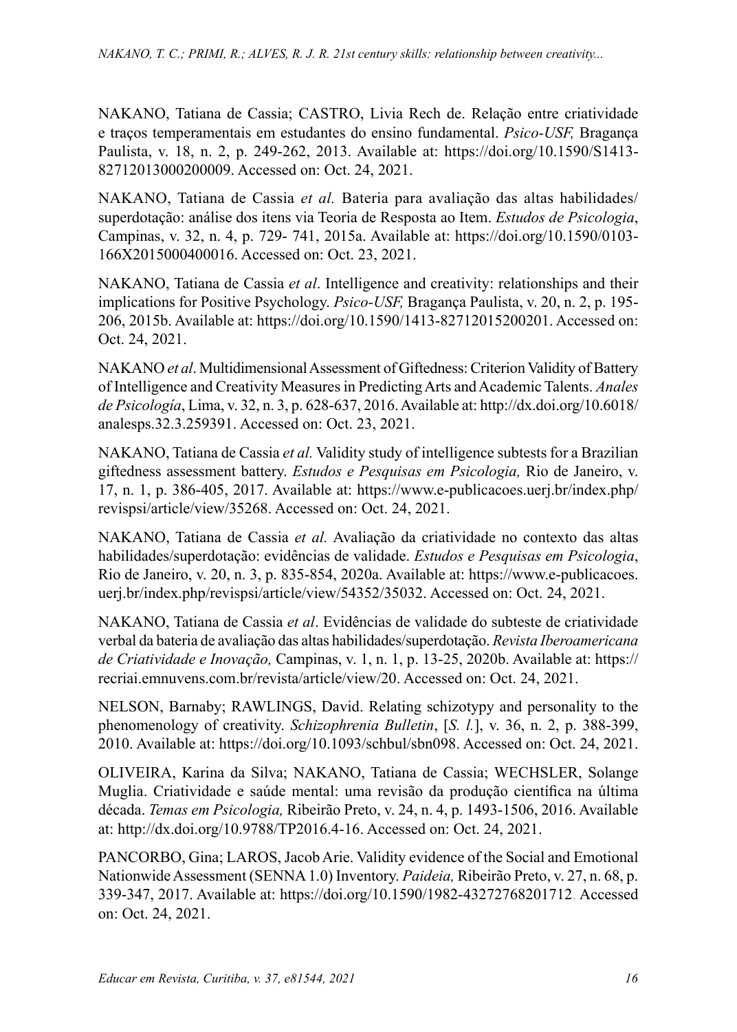NAKANO, Tatiana de Cassia; CASTRO, Livia Rech de. Relação entre criatividade e traços temperamentais em estudantes do ensino fundamental. *Psico-USF,* Bragança Paulista, v. 18, n. 2, p. 249-262, 2013. Available at: https://doi.org/10.1590/S1413-82712013000200009. Accessed on: Oct. 24, 2021.

NAKANO, Tatiana de Cassia *et al.* Bateria para avaliação das altas habilidades/superdotação: análise dos itens via Teoria de Resposta ao Item. *Estudos de Psicologia*, Campinas, v. 32, n. 4, p. 729- 741, 2015a. Available at: https://doi.org/10.1590/0103-166X2015000400016. Accessed on: Oct. 23, 2021.

NAKANO, Tatiana de Cassia *et al*. Intelligence and creativity: relationships and their implications for Positive Psychology. *Psico-USF,* Bragança Paulista, v. 20, n. 2, p. 195-206, 2015b. Available at: https://doi.org/10.1590/1413-82712015200201. Accessed on: Oct. 24, 2021.

NAKANO *et al*. Multidimensional Assessment of Giftedness: Criterion Validity of Battery of Intelligence and Creativity Measures in Predicting Arts and Academic Talents. *Anales de Psicología*, Lima, v. 32, n. 3, p. 628-637, 2016. Available at: http://dx.doi.org/10.6018/analesps.32.3.259391. Accessed on: Oct. 23, 2021.

NAKANO, Tatiana de Cassia *et al.* Validity study of intelligence subtests for a Brazilian giftedness assessment battery. *Estudos e Pesquisas em Psicologia,* Rio de Janeiro, v. 17, n. 1, p. 386-405, 2017. Available at: https://www.e-publicacoes.uerj.br/index.php/revispsi/article/view/35268. Accessed on: Oct. 24, 2021.

NAKANO, Tatiana de Cassia *et al.* Avaliação da criatividade no contexto das altas habilidades/superdotação: evidências de validade. *Estudos e Pesquisas em Psicologia*, Rio de Janeiro, v. 20, n. 3, p. 835-854, 2020a. Available at: https://www.e-publicacoes.uerj.br/index.php/revispsi/article/view/54352/35032. Accessed on: Oct. 24, 2021.

NAKANO, Tatiana de Cassia *et al*. Evidências de validade do subteste de criatividade verbal da bateria de avaliação das altas habilidades/superdotação. *Revista Iberoamericana de Criatividade e Inovação,* Campinas, v. 1, n. 1, p. 13-25, 2020b. Available at: https://recriai.emnuvens.com.br/revista/article/view/20. Accessed on: Oct. 24, 2021.

NELSON, Barnaby; RAWLINGS, David. Relating schizotypy and personality to the phenomenology of creativity. *Schizophrenia Bulletin*, [*S. l.*], v. 36, n. 2, p. 388-399, 2010. Available at: https://doi.org/10.1093/schbul/sbn098. Accessed on: Oct. 24, 2021.

OLIVEIRA, Karina da Silva; NAKANO, Tatiana de Cassia; WECHSLER, Solange Muglia. Criatividade e saúde mental: uma revisão da produção científica na última década. *Temas em Psicologia,* Ribeirão Preto, v. 24, n. 4, p. 1493-1506, 2016. Available at: http://dx.doi.org/10.9788/TP2016.4-16. Accessed on: Oct. 24, 2021.

PANCORBO, Gina; LAROS, Jacob Arie. Validity evidence of the Social and Emotional Nationwide Assessment (SENNA 1.0) Inventory. *Paideia,* Ribeirão Preto, v. 27, n. 68, p. 339-347, 2017. Available at: https://doi.org/10.1590/1982-43272768201712. Accessed on: Oct. 24, 2021.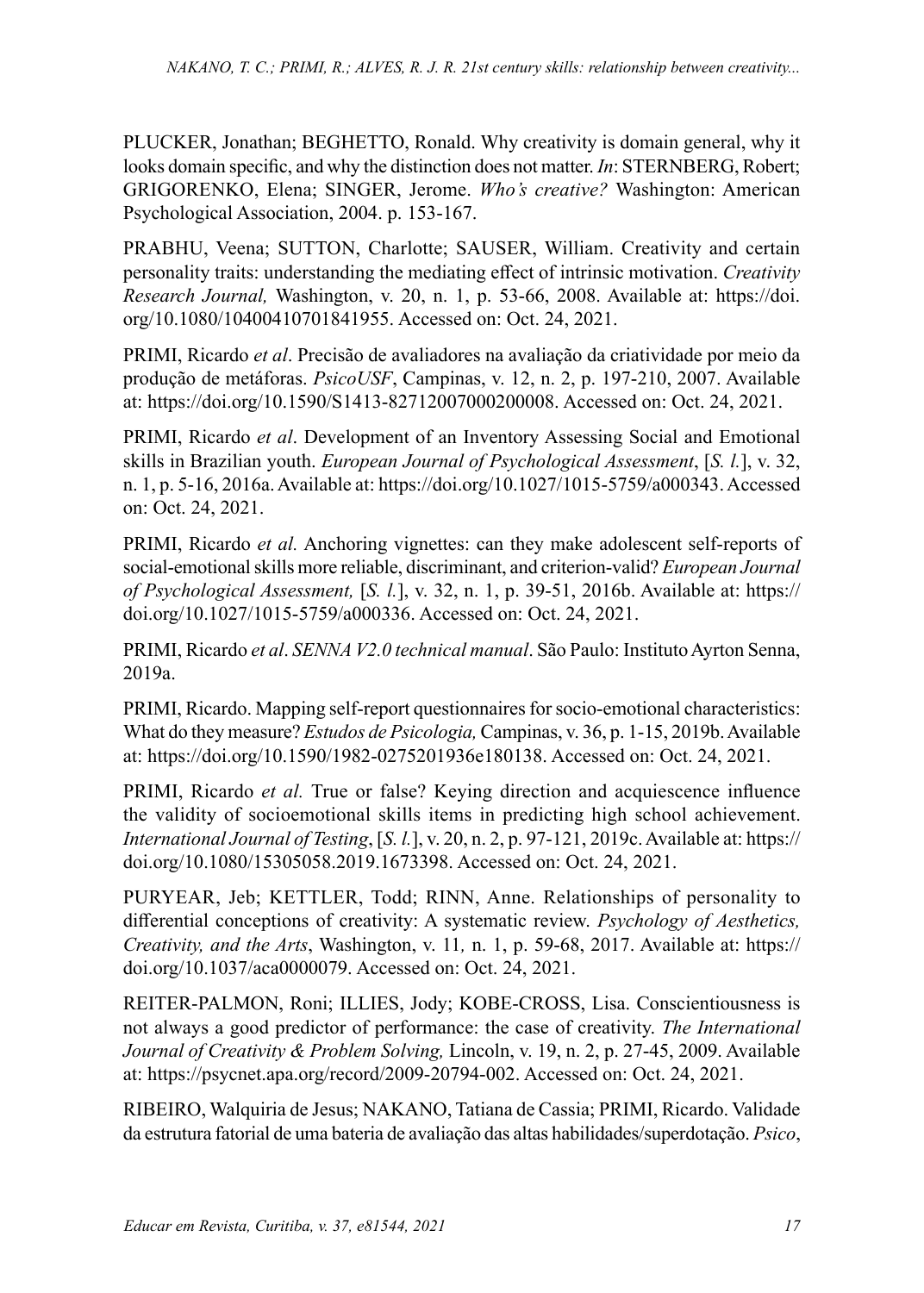PLUCKER, Jonathan; BEGHETTO, Ronald. Why creativity is domain general, why it looks domain specific, and why the distinction does not matter. *In*: STERNBERG, Robert; GRIGORENKO, Elena; SINGER, Jerome. *Who's creative?* Washington: American Psychological Association, 2004. p. 153-167.

PRABHU, Veena; SUTTON, Charlotte; SAUSER, William. Creativity and certain personality traits: understanding the mediating effect of intrinsic motivation. *Creativity Research Journal,* Washington, v. 20, n. 1, p. 53-66, 2008. Available at: https://doi.org/10.1080/10400410701841955. Accessed on: Oct. 24, 2021.

PRIMI, Ricardo *et al*. Precisão de avaliadores na avaliação da criatividade por meio da produção de metáforas. *PsicoUSF*, Campinas, v. 12, n. 2, p. 197-210, 2007. Available at: https://doi.org/10.1590/S1413-82712007000200008. Accessed on: Oct. 24, 2021.

PRIMI, Ricardo *et al*. Development of an Inventory Assessing Social and Emotional skills in Brazilian youth. *European Journal of Psychological Assessment*, [*S. l.*], v. 32, n. 1, p. 5-16, 2016a. Available at: https://doi.org/10.1027/1015-5759/a000343. Accessed on: Oct. 24, 2021.

PRIMI, Ricardo *et al.* Anchoring vignettes: can they make adolescent self-reports of social-emotional skills more reliable, discriminant, and criterion-valid? *European Journal of Psychological Assessment,* [*S. l.*], v. 32, n. 1, p. 39-51, 2016b. Available at: https://doi.org/10.1027/1015-5759/a000336. Accessed on: Oct. 24, 2021.

PRIMI, Ricardo *et al*. *SENNA V2.0 technical manual*. São Paulo: Instituto Ayrton Senna, 2019a.

PRIMI, Ricardo. Mapping self-report questionnaires for socio-emotional characteristics: What do they measure? *Estudos de Psicologia,* Campinas, v. 36, p. 1-15, 2019b. Available at: https://doi.org/10.1590/1982-0275201936e180138. Accessed on: Oct. 24, 2021.

PRIMI, Ricardo *et al.* True or false? Keying direction and acquiescence influence the validity of socioemotional skills items in predicting high school achievement. *International Journal of Testing*, [*S. l.*], v. 20, n. 2, p. 97-121, 2019c. Available at: https://doi.org/10.1080/15305058.2019.1673398. Accessed on: Oct. 24, 2021.

PURYEAR, Jeb; KETTLER, Todd; RINN, Anne. Relationships of personality to differential conceptions of creativity: A systematic review. *Psychology of Aesthetics, Creativity, and the Arts*, Washington, v. 11, n. 1, p. 59-68, 2017. Available at: https://doi.org/10.1037/aca0000079. Accessed on: Oct. 24, 2021.

REITER-PALMON, Roni; ILLIES, Jody; KOBE-CROSS, Lisa. Conscientiousness is not always a good predictor of performance: the case of creativity. *The International Journal of Creativity & Problem Solving,* Lincoln, v. 19, n. 2, p. 27-45, 2009. Available at: https://psycnet.apa.org/record/2009-20794-002. Accessed on: Oct. 24, 2021.

RIBEIRO, Walquiria de Jesus; NAKANO, Tatiana de Cassia; PRIMI, Ricardo. Validade da estrutura fatorial de uma bateria de avaliação das altas habilidades/superdotação. *Psico*,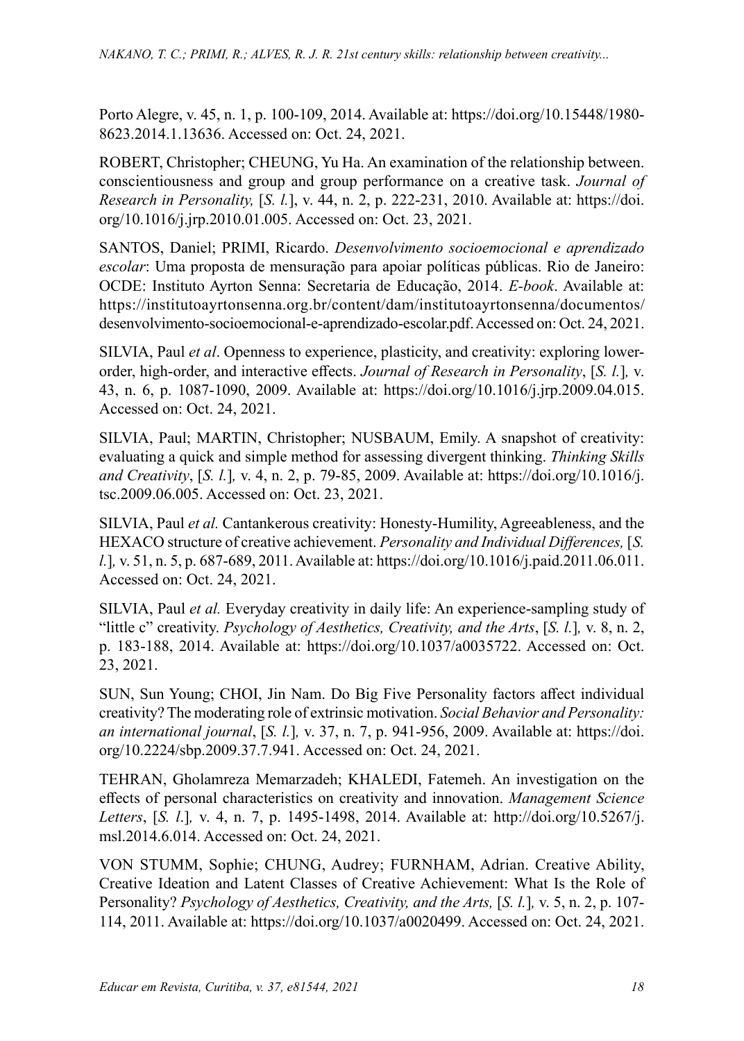Porto Alegre, v. 45, n. 1, p. 100-109, 2014. Available at: https://doi.org/10.15448/1980-8623.2014.1.13636. Accessed on: Oct. 24, 2021.

ROBERT, Christopher; CHEUNG, Yu Ha. An examination of the relationship between. conscientiousness and group and group performance on a creative task. *Journal of Research in Personality,* [*S. l.*], v. 44, n. 2, p. 222-231, 2010. Available at: https://doi.org/10.1016/j.jrp.2010.01.005. Accessed on: Oct. 23, 2021.

SANTOS, Daniel; PRIMI, Ricardo. *Desenvolvimento socioemocional e aprendizado escolar*: Uma proposta de mensuração para apoiar políticas públicas. Rio de Janeiro: OCDE: Instituto Ayrton Senna: Secretaria de Educação, 2014. *E-book*. Available at: https://institutoayrtonsenna.org.br/content/dam/institutoayrtonsenna/documentos/desenvolvimento-socioemocional-e-aprendizado-escolar.pdf. Accessed on: Oct. 24, 2021.

SILVIA, Paul *et al*. Openness to experience, plasticity, and creativity: exploring lower-order, high-order, and interactive effects. *Journal of Research in Personality*, [*S. l.*]*,* v. 43, n. 6, p. 1087-1090, 2009. Available at: https://doi.org/10.1016/j.jrp.2009.04.015. Accessed on: Oct. 24, 2021.

SILVIA, Paul; MARTIN, Christopher; NUSBAUM, Emily. A snapshot of creativity: evaluating a quick and simple method for assessing divergent thinking. *Thinking Skills and Creativity*, [*S. l.*]*,* v. 4, n. 2, p. 79-85, 2009. Available at: https://doi.org/10.1016/j.tsc.2009.06.005. Accessed on: Oct. 23, 2021.

SILVIA, Paul *et al.* Cantankerous creativity: Honesty-Humility, Agreeableness, and the HEXACO structure of creative achievement. *Personality and Individual Differences,* [*S. l.*]*,* v. 51, n. 5, p. 687-689, 2011. Available at: https://doi.org/10.1016/j.paid.2011.06.011. Accessed on: Oct. 24, 2021.

SILVIA, Paul *et al.* Everyday creativity in daily life: An experience-sampling study of "little c" creativity. *Psychology of Aesthetics, Creativity, and the Arts*, [*S. l.*]*,* v. 8, n. 2, p. 183-188, 2014. Available at: https://doi.org/10.1037/a0035722. Accessed on: Oct. 23, 2021.

SUN, Sun Young; CHOI, Jin Nam. Do Big Five Personality factors affect individual creativity? The moderating role of extrinsic motivation. *Social Behavior and Personality: an international journal*, [*S. l.*]*,* v. 37, n. 7, p. 941-956, 2009. Available at: https://doi.org/10.2224/sbp.2009.37.7.941. Accessed on: Oct. 24, 2021.

TEHRAN, Gholamreza Memarzadeh; KHALEDI, Fatemeh. An investigation on the effects of personal characteristics on creativity and innovation. *Management Science Letters*, [*S. l.*]*,* v. 4, n. 7, p. 1495-1498, 2014. Available at: http://doi.org/10.5267/j.msl.2014.6.014. Accessed on: Oct. 24, 2021.

VON STUMM, Sophie; CHUNG, Audrey; FURNHAM, Adrian. Creative Ability, Creative Ideation and Latent Classes of Creative Achievement: What Is the Role of Personality? *Psychology of Aesthetics, Creativity, and the Arts,* [*S. l.*]*,* v. 5, n. 2, p. 107-114, 2011. Available at: https://doi.org/10.1037/a0020499. Accessed on: Oct. 24, 2021.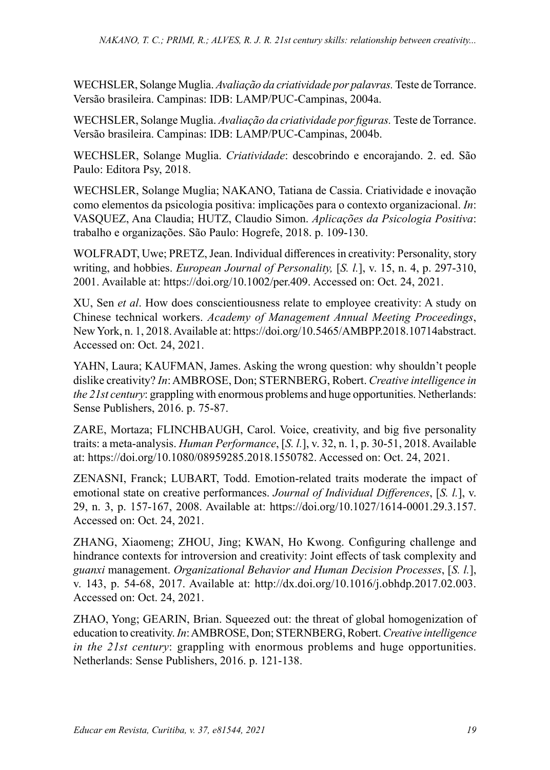WECHSLER, Solange Muglia. *Avaliação da criatividade por palavras.* Teste de Torrance. Versão brasileira. Campinas: IDB: LAMP/PUC-Campinas, 2004a.

WECHSLER, Solange Muglia. *Avaliação da criatividade por figuras.* Teste de Torrance. Versão brasileira. Campinas: IDB: LAMP/PUC-Campinas, 2004b.

WECHSLER, Solange Muglia. *Criatividade*: descobrindo e encorajando. 2. ed. São Paulo: Editora Psy, 2018.

WECHSLER, Solange Muglia; NAKANO, Tatiana de Cassia. Criatividade e inovação como elementos da psicologia positiva: implicações para o contexto organizacional. *In*: VASQUEZ, Ana Claudia; HUTZ, Claudio Simon. *Aplicações da Psicologia Positiva*: trabalho e organizações. São Paulo: Hogrefe, 2018. p. 109-130.

WOLFRADT, Uwe; PRETZ, Jean. Individual differences in creativity: Personality, story writing, and hobbies. *European Journal of Personality,* [*S. l.*], v. 15, n. 4, p. 297-310, 2001. Available at: https://doi.org/10.1002/per.409. Accessed on: Oct. 24, 2021.

XU, Sen *et al*. How does conscientiousness relate to employee creativity: A study on Chinese technical workers. *Academy of Management Annual Meeting Proceedings*, New York, n. 1, 2018. Available at: https://doi.org/10.5465/AMBPP.2018.10714abstract. Accessed on: Oct. 24, 2021.

YAHN, Laura; KAUFMAN, James. Asking the wrong question: why shouldn't people dislike creativity? *In*: AMBROSE, Don; STERNBERG, Robert. *Creative intelligence in the 21st century*: grappling with enormous problems and huge opportunities. Netherlands: Sense Publishers, 2016. p. 75-87.

ZARE, Mortaza; FLINCHBAUGH, Carol. Voice, creativity, and big five personality traits: a meta-analysis. *Human Performance*, [*S. l.*], v. 32, n. 1, p. 30-51, 2018. Available at: https://doi.org/10.1080/08959285.2018.1550782. Accessed on: Oct. 24, 2021.

ZENASNI, Franck; LUBART, Todd. Emotion-related traits moderate the impact of emotional state on creative performances. *Journal of Individual Differences*, [*S. l.*], v. 29, n. 3, p. 157-167, 2008. Available at: https://doi.org/10.1027/1614-0001.29.3.157. Accessed on: Oct. 24, 2021.

ZHANG, Xiaomeng; ZHOU, Jing; KWAN, Ho Kwong. Configuring challenge and hindrance contexts for introversion and creativity: Joint effects of task complexity and *guanxi* management. *Organizational Behavior and Human Decision Processes*, [*S. l.*], v. 143, p. 54-68, 2017. Available at: http://dx.doi.org/10.1016/j.obhdp.2017.02.003. Accessed on: Oct. 24, 2021.

ZHAO, Yong; GEARIN, Brian. Squeezed out: the threat of global homogenization of education to creativity. *In*: AMBROSE, Don; STERNBERG, Robert. *Creative intelligence in the 21st century*: grappling with enormous problems and huge opportunities. Netherlands: Sense Publishers, 2016. p. 121-138.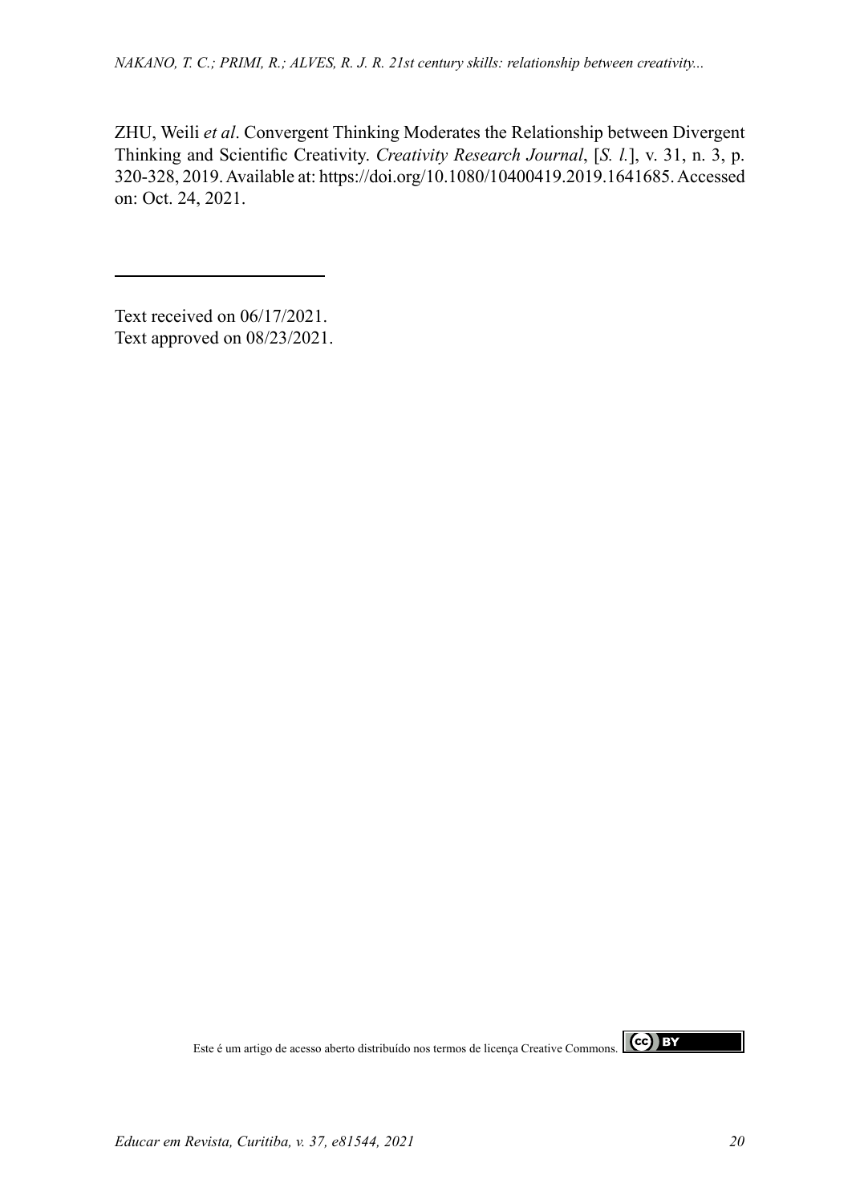ZHU, Weili *et al*. Convergent Thinking Moderates the Relationship between Divergent Thinking and Scientific Creativity. *Creativity Research Journal*, [*S. l.*], v. 31, n. 3, p. 320-328, 2019. Available at: https://doi.org/10.1080/10400419.2019.1641685. Accessed on: Oct. 24, 2021.

---

Text received on 06/17/2021.
Text approved on 08/23/2021.

Este é um artigo de acesso aberto distribuído nos termos de licença Creative Commons.